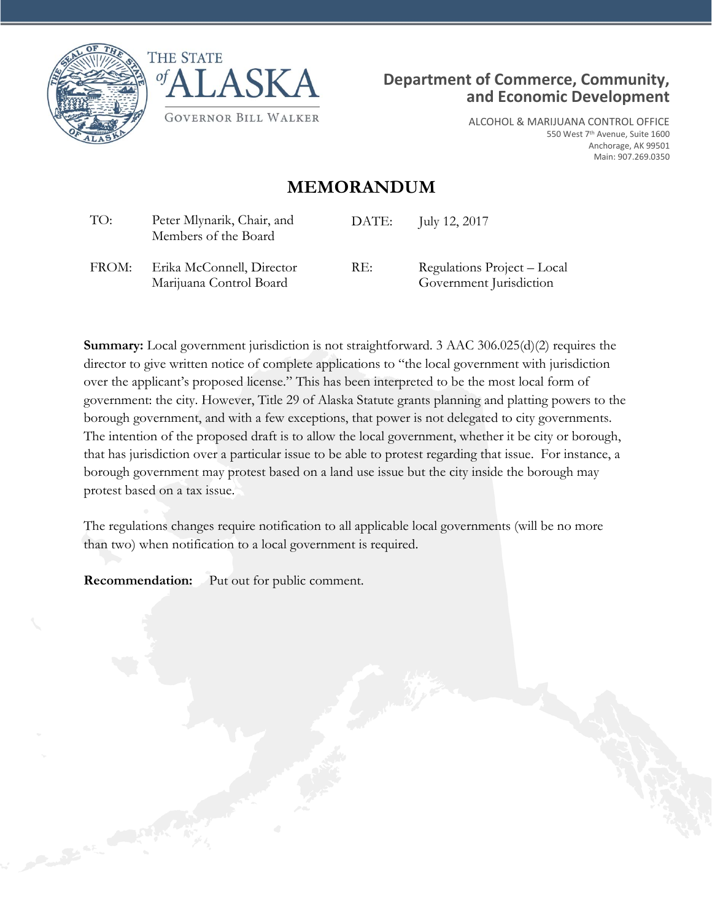THE STATE *of* ALASKA

GOVERNOR BILL WALKER

**Department of Commerce, Community, and Economic Development**

ALCOHOL & MARIJUANA CONTROL OFFICE
550 West 7th Avenue, Suite 1600
Anchorage, AK 99501
Main: 907.269.0350

# MEMORANDUM

| | | | |
|---|---|---|---|
| TO: | Peter Mlynarik, Chair, and Members of the Board | DATE: | July 12, 2017 |
| FROM: | Erika McConnell, Director Marijuana Control Board | RE: | Regulations Project – Local Government Jurisdiction |

**Summary:** Local government jurisdiction is not straightforward. 3 AAC 306.025(d)(2) requires the director to give written notice of complete applications to "the local government with jurisdiction over the applicant's proposed license." This has been interpreted to be the most local form of government: the city. However, Title 29 of Alaska Statute grants planning and platting powers to the borough government, and with a few exceptions, that power is not delegated to city governments. The intention of the proposed draft is to allow the local government, whether it be city or borough, that has jurisdiction over a particular issue to be able to protest regarding that issue. For instance, a borough government may protest based on a land use issue but the city inside the borough may protest based on a tax issue.

The regulations changes require notification to all applicable local governments (will be no more than two) when notification to a local government is required.

**Recommendation:** Put out for public comment.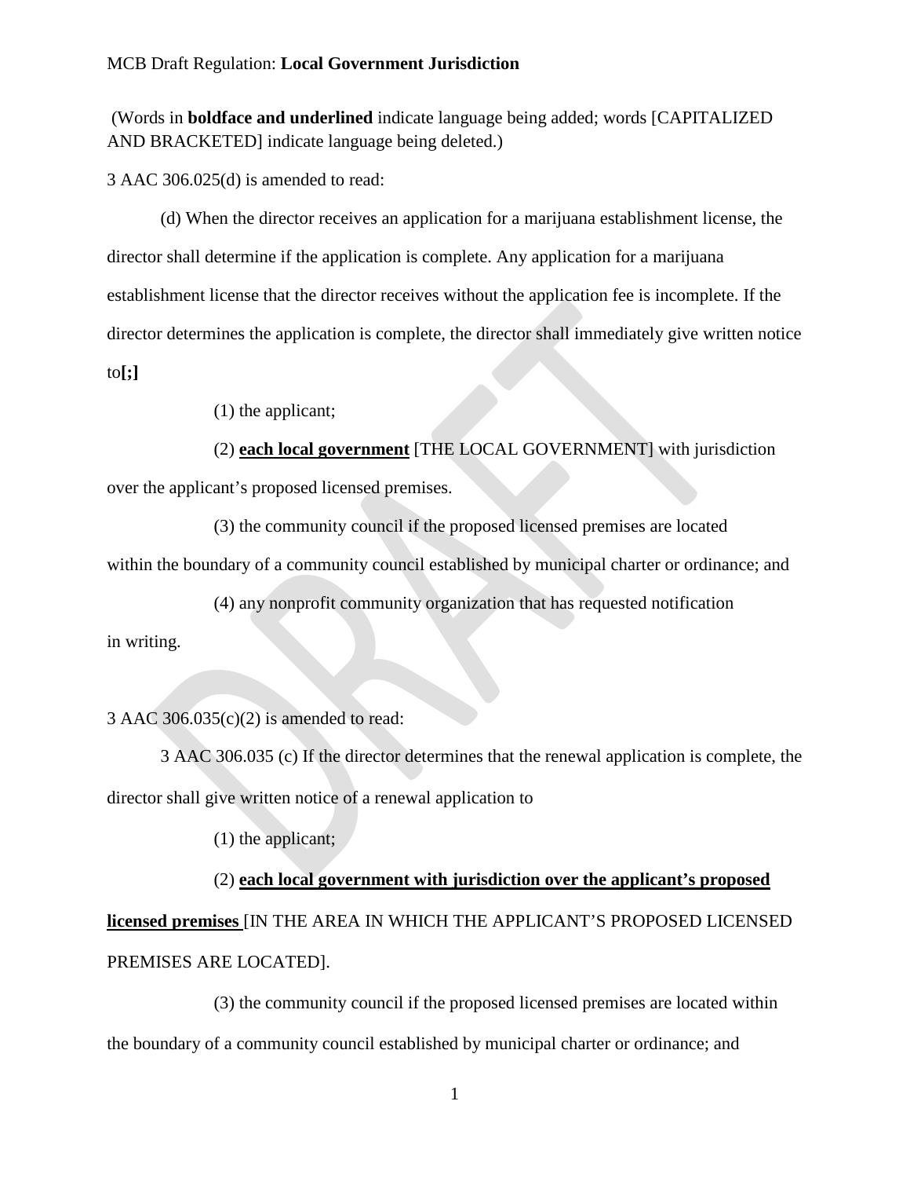MCB Draft Regulation: **Local Government Jurisdiction**

(Words in **boldface and underlined** indicate language being added; words [CAPITALIZED AND BRACKETED] indicate language being deleted.)

3 AAC 306.025(d) is amended to read:

(d) When the director receives an application for a marijuana establishment license, the director shall determine if the application is complete. Any application for a marijuana establishment license that the director receives without the application fee is incomplete. If the director determines the application is complete, the director shall immediately give written notice to**[;]**

(1) the applicant;

(2) <u>**each local government**</u> [THE LOCAL GOVERNMENT] with jurisdiction over the applicant's proposed licensed premises.

(3) the community council if the proposed licensed premises are located within the boundary of a community council established by municipal charter or ordinance; and

(4) any nonprofit community organization that has requested notification in writing.

3 AAC 306.035(c)(2) is amended to read:

3 AAC 306.035 (c) If the director determines that the renewal application is complete, the director shall give written notice of a renewal application to

(1) the applicant;

(2) <u>**each local government with jurisdiction over the applicant's proposed licensed premises**</u> [IN THE AREA IN WHICH THE APPLICANT'S PROPOSED LICENSED PREMISES ARE LOCATED].

(3) the community council if the proposed licensed premises are located within the boundary of a community council established by municipal charter or ordinance; and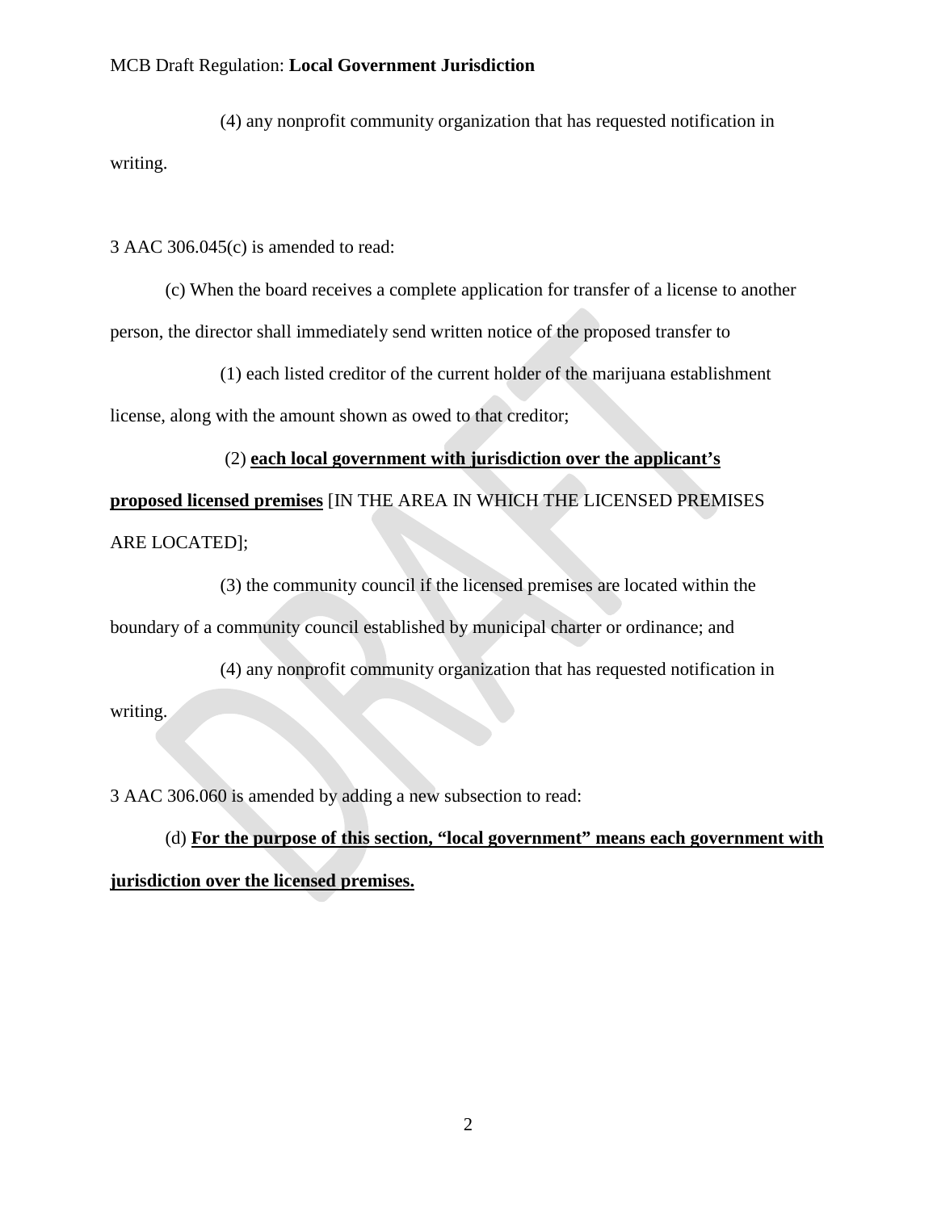(4) any nonprofit community organization that has requested notification in writing.

3 AAC 306.045(c) is amended to read:

(c) When the board receives a complete application for transfer of a license to another person, the director shall immediately send written notice of the proposed transfer to

(1) each listed creditor of the current holder of the marijuana establishment license, along with the amount shown as owed to that creditor;

(2) **each local government with jurisdiction over the applicant's proposed licensed premises** [IN THE AREA IN WHICH THE LICENSED PREMISES ARE LOCATED];

(3) the community council if the licensed premises are located within the boundary of a community council established by municipal charter or ordinance; and

(4) any nonprofit community organization that has requested notification in writing.

3 AAC 306.060 is amended by adding a new subsection to read:

(d) **For the purpose of this section, "local government" means each government with jurisdiction over the licensed premises.**